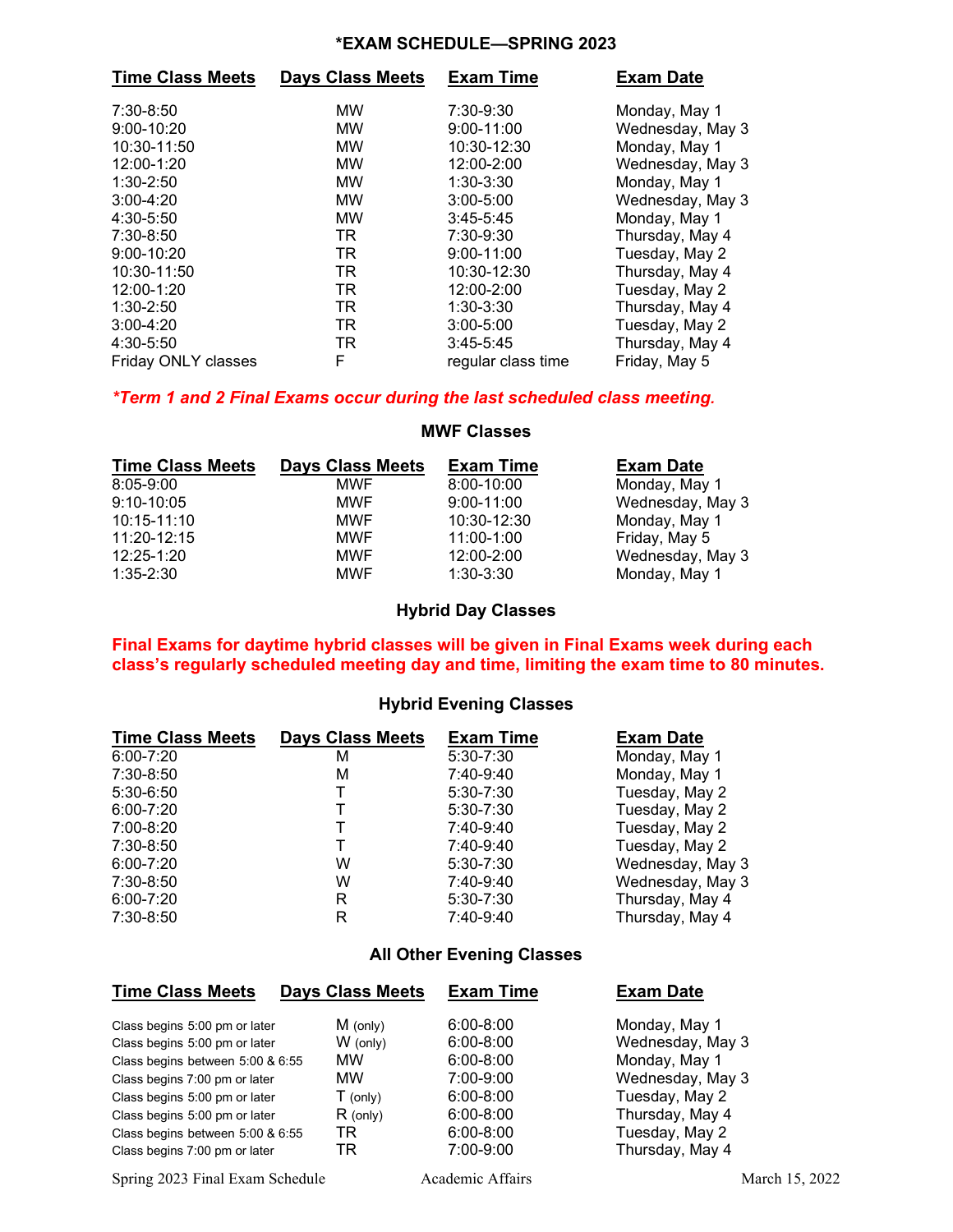# *EXAM SCHEDULE—SPRING 2023

| Time Class Meets | Days Class Meets | Exam Time | Exam Date |
|---|---|---|---|
| 7:30-8:50 | MW | 7:30-9:30 | Monday, May 1 |
| 9:00-10:20 | MW | 9:00-11:00 | Wednesday, May 3 |
| 10:30-11:50 | MW | 10:30-12:30 | Monday, May 1 |
| 12:00-1:20 | MW | 12:00-2:00 | Wednesday, May 3 |
| 1:30-2:50 | MW | 1:30-3:30 | Monday, May 1 |
| 3:00-4:20 | MW | 3:00-5:00 | Wednesday, May 3 |
| 4:30-5:50 | MW | 3:45-5:45 | Monday, May 1 |
| 7:30-8:50 | TR | 7:30-9:30 | Thursday, May 4 |
| 9:00-10:20 | TR | 9:00-11:00 | Tuesday, May 2 |
| 10:30-11:50 | TR | 10:30-12:30 | Thursday, May 4 |
| 12:00-1:20 | TR | 12:00-2:00 | Tuesday, May 2 |
| 1:30-2:50 | TR | 1:30-3:30 | Thursday, May 4 |
| 3:00-4:20 | TR | 3:00-5:00 | Tuesday, May 2 |
| 4:30-5:50 | TR | 3:45-5:45 | Thursday, May 4 |
| Friday ONLY classes | F | regular class time | Friday, May 5 |

***Term 1 and 2 Final Exams occur during the last scheduled class meeting.***

## MWF Classes

| Time Class Meets | Days Class Meets | Exam Time | Exam Date |
|---|---|---|---|
| 8:05-9:00 | MWF | 8:00-10:00 | Monday, May 1 |
| 9:10-10:05 | MWF | 9:00-11:00 | Wednesday, May 3 |
| 10:15-11:10 | MWF | 10:30-12:30 | Monday, May 1 |
| 11:20-12:15 | MWF | 11:00-1:00 | Friday, May 5 |
| 12:25-1:20 | MWF | 12:00-2:00 | Wednesday, May 3 |
| 1:35-2:30 | MWF | 1:30-3:30 | Monday, May 1 |

## Hybrid Day Classes

**Final Exams for daytime hybrid classes will be given in Final Exams week during each class's regularly scheduled meeting day and time, limiting the exam time to 80 minutes.**

## Hybrid Evening Classes

| Time Class Meets | Days Class Meets | Exam Time | Exam Date |
|---|---|---|---|
| 6:00-7:20 | M | 5:30-7:30 | Monday, May 1 |
| 7:30-8:50 | M | 7:40-9:40 | Monday, May 1 |
| 5:30-6:50 | T | 5:30-7:30 | Tuesday, May 2 |
| 6:00-7:20 | T | 5:30-7:30 | Tuesday, May 2 |
| 7:00-8:20 | T | 7:40-9:40 | Tuesday, May 2 |
| 7:30-8:50 | T | 7:40-9:40 | Tuesday, May 2 |
| 6:00-7:20 | W | 5:30-7:30 | Wednesday, May 3 |
| 7:30-8:50 | W | 7:40-9:40 | Wednesday, May 3 |
| 6:00-7:20 | R | 5:30-7:30 | Thursday, May 4 |
| 7:30-8:50 | R | 7:40-9:40 | Thursday, May 4 |

## All Other Evening Classes

| Time Class Meets | Days Class Meets | Exam Time | Exam Date |
|---|---|---|---|
| Class begins 5:00 pm or later | M (only) | 6:00-8:00 | Monday, May 1 |
| Class begins 5:00 pm or later | W (only) | 6:00-8:00 | Wednesday, May 3 |
| Class begins between 5:00 & 6:55 | MW | 6:00-8:00 | Monday, May 1 |
| Class begins 7:00 pm or later | MW | 7:00-9:00 | Wednesday, May 3 |
| Class begins 5:00 pm or later | T (only) | 6:00-8:00 | Tuesday, May 2 |
| Class begins 5:00 pm or later | R (only) | 6:00-8:00 | Thursday, May 4 |
| Class begins between 5:00 & 6:55 | TR | 6:00-8:00 | Tuesday, May 2 |
| Class begins 7:00 pm or later | TR | 7:00-9:00 | Thursday, May 4 |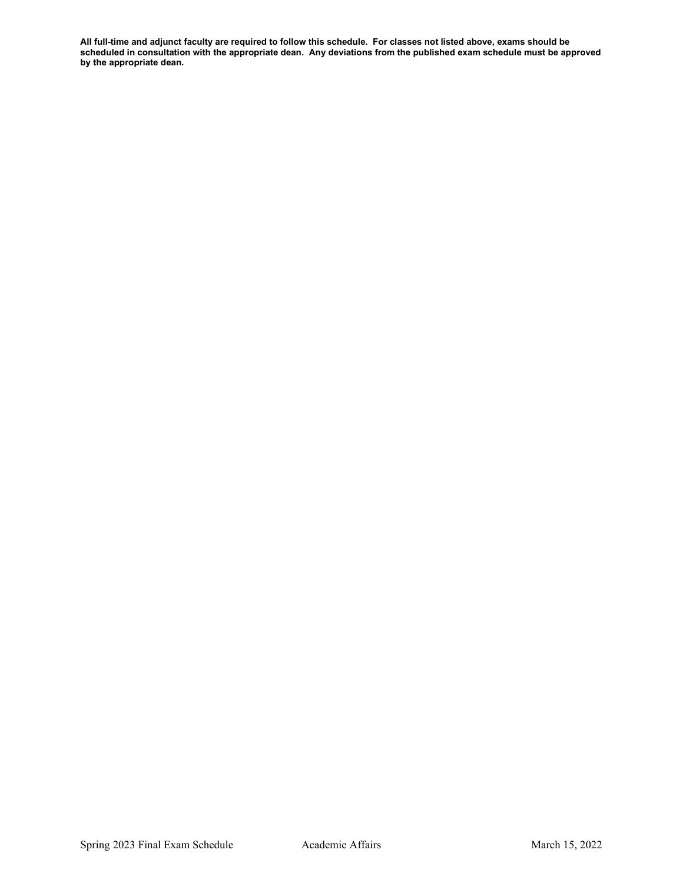**All full-time and adjunct faculty are required to follow this schedule. For classes not listed above, exams should be scheduled in consultation with the appropriate dean. Any deviations from the published exam schedule must be approved by the appropriate dean.**